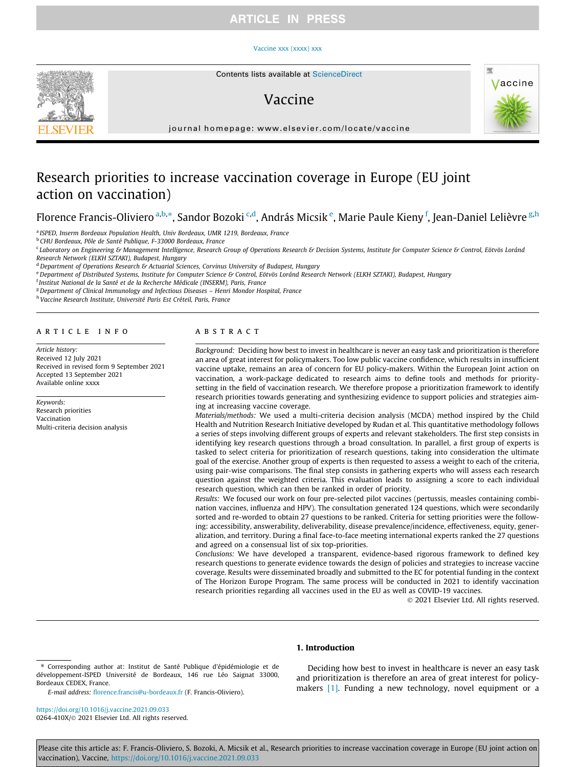# Research priorities to increase vaccination coverage in Europe (EU joint action on vaccination)

Florence Francis-Oliviero [a,b,*], Sandor Bozoki [c,d], András Micsik [e], Marie Paule Kieny [f], Jean-Daniel Lelièvre [g,h]

[a] ISPED, Inserm Bordeaux Population Health, Univ Bordeaux, UMR 1219, Bordeaux, France
[b] CHU Bordeaux, Pôle de Santé Publique, F-33000 Bordeaux, France
[c] Laboratory on Engineering & Management Intelligence, Research Group of Operations Research & Decision Systems, Institute for Computer Science & Control, Eötvös Loránd Research Network (ELKH SZTAKI), Budapest, Hungary
[d] Department of Operations Research & Actuarial Sciences, Corvinus University of Budapest, Hungary
[e] Department of Distributed Systems, Institute for Computer Science & Control, Eötvös Loránd Research Network (ELKH SZTAKI), Budapest, Hungary
[f] Institut National de la Santé et de la Recherche Médicale (INSERM), Paris, France
[g] Department of Clinical Immunology and Infectious Diseases – Henri Mondor Hospital, France
[h] Vaccine Research Institute, Université Paris Est Créteil, Paris, France

## ARTICLE INFO

*Article history:*
Received 12 July 2021
Received in revised form 9 September 2021
Accepted 13 September 2021
Available online xxxx

*Keywords:*
Research priorities
Vaccination
Multi-criteria decision analysis

## ABSTRACT

*Background:* Deciding how best to invest in healthcare is never an easy task and prioritization is therefore an area of great interest for policymakers. Too low public vaccine confidence, which results in insufficient vaccine uptake, remains an area of concern for EU policy-makers. Within the European Joint action on vaccination, a work-package dedicated to research aims to define tools and methods for priority-setting in the field of vaccination research. We therefore propose a prioritization framework to identify research priorities towards generating and synthesizing evidence to support policies and strategies aiming at increasing vaccine coverage.

*Materials/methods:* We used a multi-criteria decision analysis (MCDA) method inspired by the Child Health and Nutrition Research Initiative developed by Rudan et al. This quantitative methodology follows a series of steps involving different groups of experts and relevant stakeholders. The first step consists in identifying key research questions through a broad consultation. In parallel, a first group of experts is tasked to select criteria for prioritization of research questions, taking into consideration the ultimate goal of the exercise. Another group of experts is then requested to assess a weight to each of the criteria, using pair-wise comparisons. The final step consists in gathering experts who will assess each research question against the weighted criteria. This evaluation leads to assigning a score to each individual research question, which can then be ranked in order of priority.

*Results:* We focused our work on four pre-selected pilot vaccines (pertussis, measles containing combination vaccines, influenza and HPV). The consultation generated 124 questions, which were secondarily sorted and re-worded to obtain 27 questions to be ranked. Criteria for setting priorities were the following: accessibility, answerability, deliverability, disease prevalence/incidence, effectiveness, equity, generalization, and territory. During a final face-to-face meeting international experts ranked the 27 questions and agreed on a consensual list of six top-priorities.

*Conclusions:* We have developed a transparent, evidence-based rigorous framework to defined key research questions to generate evidence towards the design of policies and strategies to increase vaccine coverage. Results were disseminated broadly and submitted to the EC for potential funding in the context of The Horizon Europe Program. The same process will be conducted in 2021 to identify vaccination research priorities regarding all vaccines used in the EU as well as COVID-19 vaccines.

© 2021 Elsevier Ltd. All rights reserved.

## 1. Introduction

Deciding how best to invest in healthcare is never an easy task and prioritization is therefore an area of great interest for policymakers [1]. Funding a new technology, novel equipment or a

---

* Corresponding author at: Institut de Santé Publique d'épidémiologie et de développement-ISPED Université de Bordeaux, 146 rue Léo Saignat 33000, Bordeaux CEDEX, France.

*E-mail address:* florence.francis@u-bordeaux.fr (F. Francis-Oliviero).

https://doi.org/10.1016/j.vaccine.2021.09.033
0264-410X/© 2021 Elsevier Ltd. All rights reserved.

Please cite this article as: F. Francis-Oliviero, S. Bozoki, A. Micsik et al., Research priorities to increase vaccination coverage in Europe (EU joint action on vaccination), Vaccine, https://doi.org/10.1016/j.vaccine.2021.09.033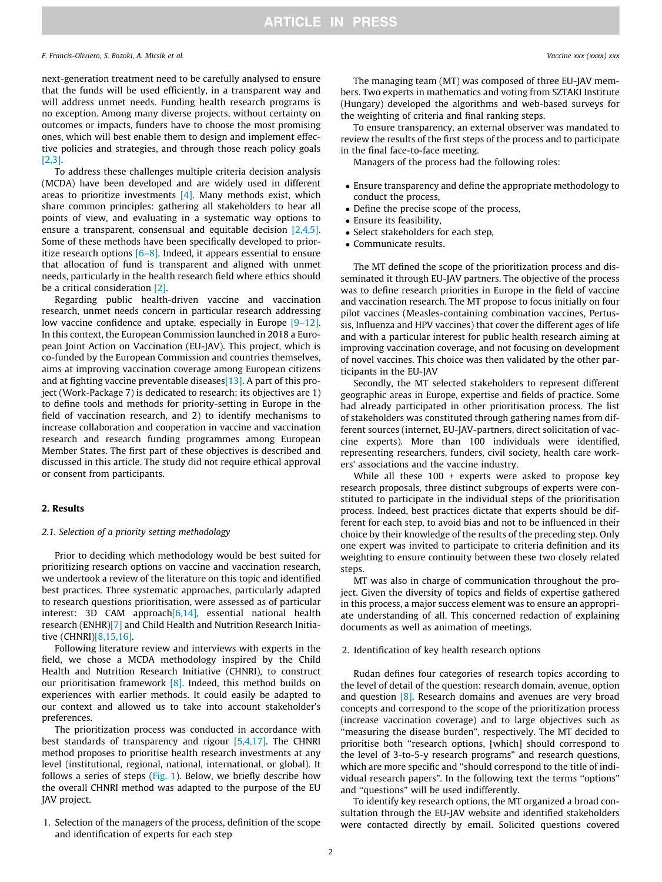next-generation treatment need to be carefully analysed to ensure that the funds will be used efficiently, in a transparent way and will address unmet needs. Funding health research programs is no exception. Among many diverse projects, without certainty on outcomes or impacts, funders have to choose the most promising ones, which will best enable them to design and implement effective policies and strategies, and through those reach policy goals [2,3].

To address these challenges multiple criteria decision analysis (MCDA) have been developed and are widely used in different areas to prioritize investments [4]. Many methods exist, which share common principles: gathering all stakeholders to hear all points of view, and evaluating in a systematic way options to ensure a transparent, consensual and equitable decision [2,4,5]. Some of these methods have been specifically developed to prioritize research options [6–8]. Indeed, it appears essential to ensure that allocation of fund is transparent and aligned with unmet needs, particularly in the health research field where ethics should be a critical consideration [2].

Regarding public health-driven vaccine and vaccination research, unmet needs concern in particular research addressing low vaccine confidence and uptake, especially in Europe [9–12]. In this context, the European Commission launched in 2018 a European Joint Action on Vaccination (EU-JAV). This project, which is co-funded by the European Commission and countries themselves, aims at improving vaccination coverage among European citizens and at fighting vaccine preventable diseases[13]. A part of this project (Work-Package 7) is dedicated to research: its objectives are 1) to define tools and methods for priority-setting in Europe in the field of vaccination research, and 2) to identify mechanisms to increase collaboration and cooperation in vaccine and vaccination research and research funding programmes among European Member States. The first part of these objectives is described and discussed in this article. The study did not require ethical approval or consent from participants.

## 2. Results

### 2.1. Selection of a priority setting methodology

Prior to deciding which methodology would be best suited for prioritizing research options on vaccine and vaccination research, we undertook a review of the literature on this topic and identified best practices. Three systematic approaches, particularly adapted to research questions prioritisation, were assessed as of particular interest: 3D CAM approach[6,14], essential national health research (ENHR)[7] and Child Health and Nutrition Research Initiative (CHNRI)[8,15,16].

Following literature review and interviews with experts in the field, we chose a MCDA methodology inspired by the Child Health and Nutrition Research Initiative (CHNRI), to construct our prioritisation framework [8]. Indeed, this method builds on experiences with earlier methods. It could easily be adapted to our context and allowed us to take into account stakeholder's preferences.

The prioritization process was conducted in accordance with best standards of transparency and rigour [5,4,17]. The CHNRI method proposes to prioritise health research investments at any level (institutional, regional, national, international, or global). It follows a series of steps (Fig. 1). Below, we briefly describe how the overall CHNRI method was adapted to the purpose of the EU JAV project.

1. Selection of the managers of the process, definition of the scope and identification of experts for each step

The managing team (MT) was composed of three EU-JAV members. Two experts in mathematics and voting from SZTAKI Institute (Hungary) developed the algorithms and web-based surveys for the weighting of criteria and final ranking steps.

To ensure transparency, an external observer was mandated to review the results of the first steps of the process and to participate in the final face-to-face meeting.

Managers of the process had the following roles:

- Ensure transparency and define the appropriate methodology to conduct the process,
- Define the precise scope of the process,
- Ensure its feasibility,
- Select stakeholders for each step,
- Communicate results.

The MT defined the scope of the prioritization process and disseminated it through EU-JAV partners. The objective of the process was to define research priorities in Europe in the field of vaccine and vaccination research. The MT propose to focus initially on four pilot vaccines (Measles-containing combination vaccines, Pertussis, Influenza and HPV vaccines) that cover the different ages of life and with a particular interest for public health research aiming at improving vaccination coverage, and not focusing on development of novel vaccines. This choice was then validated by the other participants in the EU-JAV

Secondly, the MT selected stakeholders to represent different geographic areas in Europe, expertise and fields of practice. Some had already participated in other prioritisation process. The list of stakeholders was constituted through gathering names from different sources (internet, EU-JAV-partners, direct solicitation of vaccine experts). More than 100 individuals were identified, representing researchers, funders, civil society, health care workers' associations and the vaccine industry.

While all these 100 + experts were asked to propose key research proposals, three distinct subgroups of experts were constituted to participate in the individual steps of the prioritisation process. Indeed, best practices dictate that experts should be different for each step, to avoid bias and not to be influenced in their choice by their knowledge of the results of the preceding step. Only one expert was invited to participate to criteria definition and its weighting to ensure continuity between these two closely related steps.

MT was also in charge of communication throughout the project. Given the diversity of topics and fields of expertise gathered in this process, a major success element was to ensure an appropriate understanding of all. This concerned redaction of explaining documents as well as animation of meetings.

2. Identification of key health research options

Rudan defines four categories of research topics according to the level of detail of the question: research domain, avenue, option and question [8]. Research domains and avenues are very broad concepts and correspond to the scope of the prioritization process (increase vaccination coverage) and to large objectives such as "measuring the disease burden", respectively. The MT decided to prioritise both "research options, [which] should correspond to the level of 3-to-5-y research programs" and research questions, which are more specific and "should correspond to the title of individual research papers". In the following text the terms "options" and "questions" will be used indifferently.

To identify key research options, the MT organized a broad consultation through the EU-JAV website and identified stakeholders were contacted directly by email. Solicited questions covered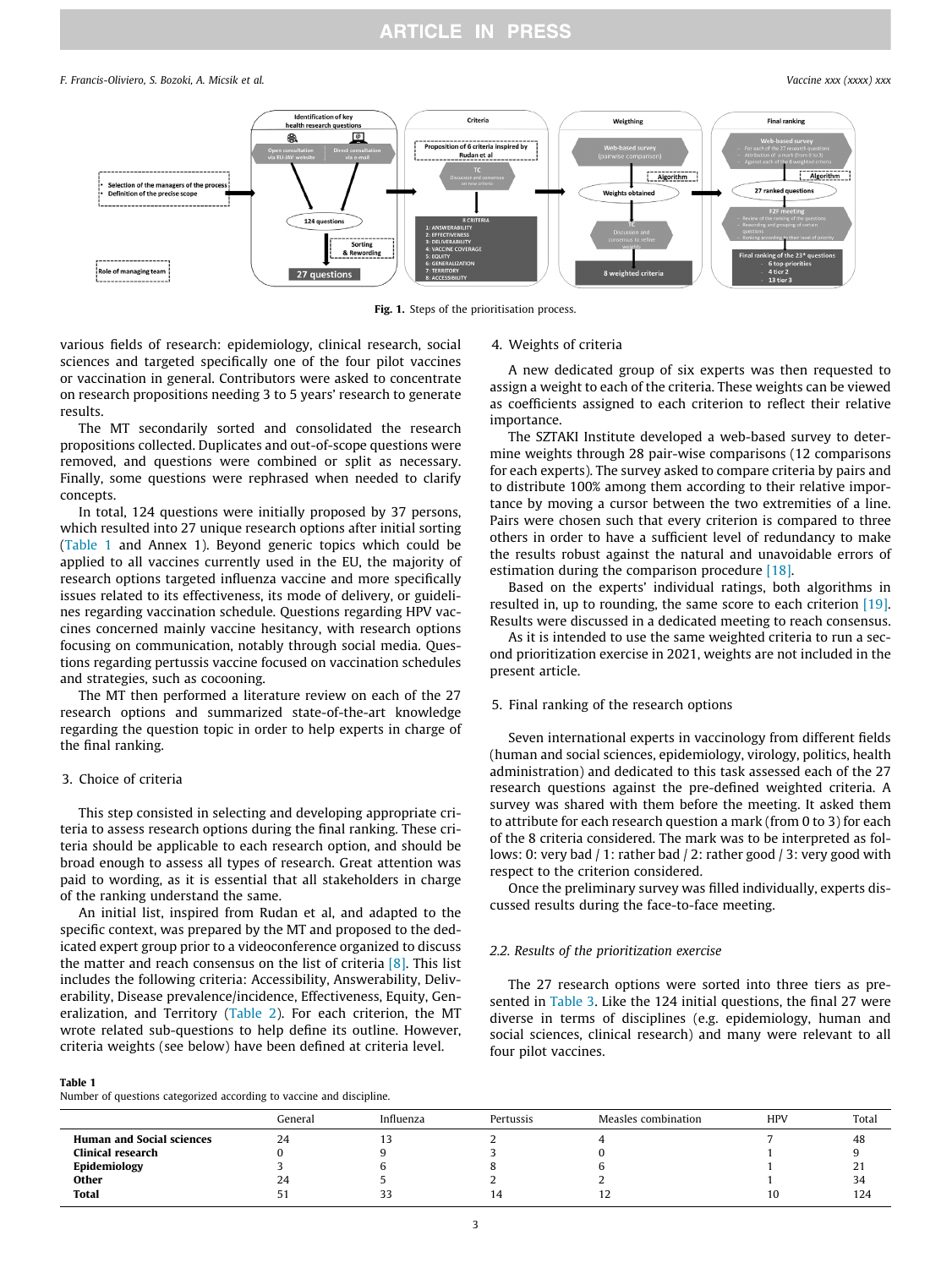Fig. 1. Steps of the prioritisation process.

various fields of research: epidemiology, clinical research, social sciences and targeted specifically one of the four pilot vaccines or vaccination in general. Contributors were asked to concentrate on research propositions needing 3 to 5 years' research to generate results.

The MT secondarily sorted and consolidated the research propositions collected. Duplicates and out-of-scope questions were removed, and questions were combined or split as necessary. Finally, some questions were rephrased when needed to clarify concepts.

In total, 124 questions were initially proposed by 37 persons, which resulted into 27 unique research options after initial sorting (Table 1 and Annex 1). Beyond generic topics which could be applied to all vaccines currently used in the EU, the majority of research options targeted influenza vaccine and more specifically issues related to its effectiveness, its mode of delivery, or guidelines regarding vaccination schedule. Questions regarding HPV vaccines concerned mainly vaccine hesitancy, with research options focusing on communication, notably through social media. Questions regarding pertussis vaccine focused on vaccination schedules and strategies, such as cocooning.

The MT then performed a literature review on each of the 27 research options and summarized state-of-the-art knowledge regarding the question topic in order to help experts in charge of the final ranking.

## 3. Choice of criteria

This step consisted in selecting and developing appropriate criteria to assess research options during the final ranking. These criteria should be applicable to each research option, and should be broad enough to assess all types of research. Great attention was paid to wording, as it is essential that all stakeholders in charge of the ranking understand the same.

An initial list, inspired from Rudan et al, and adapted to the specific context, was prepared by the MT and proposed to the dedicated expert group prior to a videoconference organized to discuss the matter and reach consensus on the list of criteria [8]. This list includes the following criteria: Accessibility, Answerability, Deliverability, Disease prevalence/incidence, Effectiveness, Equity, Generalization, and Territory (Table 2). For each criterion, the MT wrote related sub-questions to help define its outline. However, criteria weights (see below) have been defined at criteria level.

## 4. Weights of criteria

A new dedicated group of six experts was then requested to assign a weight to each of the criteria. These weights can be viewed as coefficients assigned to each criterion to reflect their relative importance.

The SZTAKI Institute developed a web-based survey to determine weights through 28 pair-wise comparisons (12 comparisons for each experts). The survey asked to compare criteria by pairs and to distribute 100% among them according to their relative importance by moving a cursor between the two extremities of a line. Pairs were chosen such that every criterion is compared to three others in order to have a sufficient level of redundancy to make the results robust against the natural and unavoidable errors of estimation during the comparison procedure [18].

Based on the experts' individual ratings, both algorithms in resulted in, up to rounding, the same score to each criterion [19]. Results were discussed in a dedicated meeting to reach consensus.

As it is intended to use the same weighted criteria to run a second prioritization exercise in 2021, weights are not included in the present article.

## 5. Final ranking of the research options

Seven international experts in vaccinology from different fields (human and social sciences, epidemiology, virology, politics, health administration) and dedicated to this task assessed each of the 27 research questions against the pre-defined weighted criteria. A survey was shared with them before the meeting. It asked them to attribute for each research question a mark (from 0 to 3) for each of the 8 criteria considered. The mark was to be interpreted as follows: 0: very bad / 1: rather bad / 2: rather good / 3: very good with respect to the criterion considered.

Once the preliminary survey was filled individually, experts discussed results during the face-to-face meeting.

### *2.2. Results of the prioritization exercise*

The 27 research options were sorted into three tiers as presented in Table 3. Like the 124 initial questions, the final 27 were diverse in terms of disciplines (e.g. epidemiology, human and social sciences, clinical research) and many were relevant to all four pilot vaccines.

**Table 1**
Number of questions categorized according to vaccine and discipline.

| | General | Influenza | Pertussis | Measles combination | HPV | Total |
|---|---|---|---|---|---|---|
| **Human and Social sciences** | 24 | 13 | 2 | 4 | 7 | 48 |
| **Clinical research** | 0 | 9 | 3 | 0 | 1 | 9 |
| **Epidemiology** | 3 | 6 | 8 | 6 | 1 | 21 |
| **Other** | 24 | 5 | 2 | 2 | 1 | 34 |
| **Total** | 51 | 33 | 14 | 12 | 10 | 124 |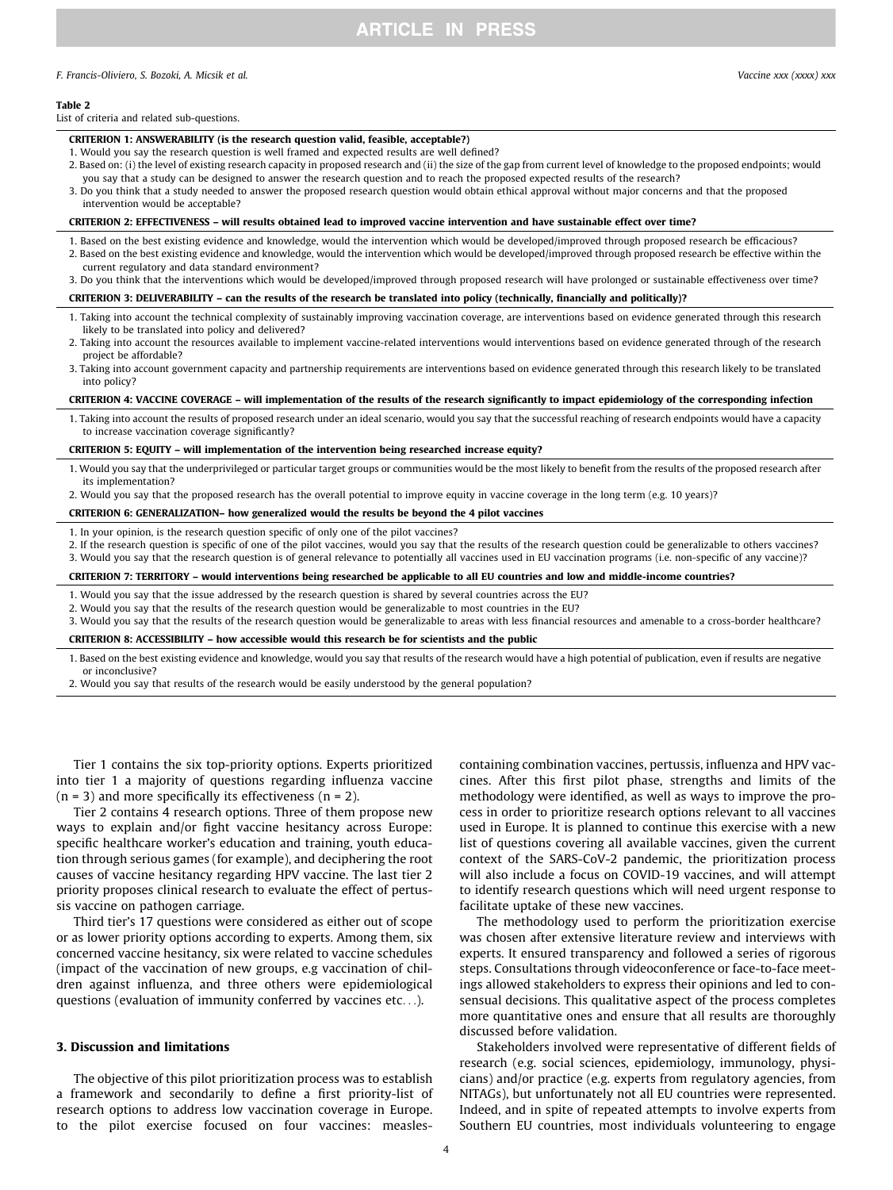**Table 2**
List of criteria and related sub-questions.

**CRITERION 1: ANSWERABILITY (is the research question valid, feasible, acceptable?)**

1. Would you say the research question is well framed and expected results are well defined?
2. Based on: (i) the level of existing research capacity in proposed research and (ii) the size of the gap from current level of knowledge to the proposed endpoints; would you say that a study can be designed to answer the research question and to reach the proposed expected results of the research?
3. Do you think that a study needed to answer the proposed research question would obtain ethical approval without major concerns and that the proposed intervention would be acceptable?

**CRITERION 2: EFFECTIVENESS – will results obtained lead to improved vaccine intervention and have sustainable effect over time?**

1. Based on the best existing evidence and knowledge, would the intervention which would be developed/improved through proposed research be efficacious?
2. Based on the best existing evidence and knowledge, would the intervention which would be developed/improved through proposed research be effective within the current regulatory and data standard environment?
3. Do you think that the interventions which would be developed/improved through proposed research will have prolonged or sustainable effectiveness over time?

**CRITERION 3: DELIVERABILITY – can the results of the research be translated into policy (technically, financially and politically)?**

1. Taking into account the technical complexity of sustainably improving vaccination coverage, are interventions based on evidence generated through this research likely to be translated into policy and delivered?
2. Taking into account the resources available to implement vaccine-related interventions would interventions based on evidence generated through of the research project be affordable?
3. Taking into account government capacity and partnership requirements are interventions based on evidence generated through this research likely to be translated into policy?

**CRITERION 4: VACCINE COVERAGE – will implementation of the results of the research significantly to impact epidemiology of the corresponding infection**

1. Taking into account the results of proposed research under an ideal scenario, would you say that the successful reaching of research endpoints would have a capacity to increase vaccination coverage significantly?

**CRITERION 5: EQUITY – will implementation of the intervention being researched increase equity?**

1. Would you say that the underprivileged or particular target groups or communities would be the most likely to benefit from the results of the proposed research after its implementation?
2. Would you say that the proposed research has the overall potential to improve equity in vaccine coverage in the long term (e.g. 10 years)?

**CRITERION 6: GENERALIZATION– how generalized would the results be beyond the 4 pilot vaccines**

1. In your opinion, is the research question specific of only one of the pilot vaccines?
2. If the research question is specific of one of the pilot vaccines, would you say that the results of the research question could be generalizable to others vaccines?
3. Would you say that the research question is of general relevance to potentially all vaccines used in EU vaccination programs (i.e. non-specific of any vaccine)?

**CRITERION 7: TERRITORY – would interventions being researched be applicable to all EU countries and low and middle-income countries?**

1. Would you say that the issue addressed by the research question is shared by several countries across the EU?
2. Would you say that the results of the research question would be generalizable to most countries in the EU?
3. Would you say that the results of the research question would be generalizable to areas with less financial resources and amenable to a cross-border healthcare?

**CRITERION 8: ACCESSIBILITY – how accessible would this research be for scientists and the public**

1. Based on the best existing evidence and knowledge, would you say that results of the research would have a high potential of publication, even if results are negative or inconclusive?
2. Would you say that results of the research would be easily understood by the general population?

Tier 1 contains the six top-priority options. Experts prioritized into tier 1 a majority of options regarding influenza vaccine (n = 3) and more specifically its effectiveness (n = 2).

Tier 2 contains 4 research options. Three of them propose new ways to explain and/or fight vaccine hesitancy across Europe: specific healthcare worker's education and training, youth education through serious games (for example), and deciphering the root causes of vaccine hesitancy regarding HPV vaccine. The last tier 2 priority proposes clinical research to evaluate the effect of pertussis vaccine on pathogen carriage.

Third tier's 17 questions were considered as either out of scope or as lower priority options according to experts. Among them, six concerned vaccine hesitancy, six were related to vaccine schedules (impact of the vaccination of new groups, e.g vaccination of children against influenza, and three others were epidemiological questions (evaluation of immunity conferred by vaccines etc…).

## 3. Discussion and limitations

The objective of this pilot prioritization process was to establish a framework and secondarily to define a first priority-list of research options to address low vaccination coverage in Europe. to the pilot exercise focused on four vaccines: measles-containing combination vaccines, pertussis, influenza and HPV vaccines. After this first pilot phase, strengths and limits of the methodology were identified, as well as ways to improve the process in order to prioritize research options relevant to all vaccines used in Europe. It is planned to continue this exercise with a new list of questions covering all available vaccines, given the current context of the SARS-CoV-2 pandemic, the prioritization process will also include a focus on COVID-19 vaccines, and will attempt to identify research questions which will need urgent response to facilitate uptake of these new vaccines.

The methodology used to perform the prioritization exercise was chosen after extensive literature review and interviews with experts. It ensured transparency and followed a series of rigorous steps. Consultations through videoconference or face-to-face meetings allowed stakeholders to express their opinions and led to consensual decisions. This qualitative aspect of the process completes more quantitative ones and ensure that all results are thoroughly discussed before validation.

Stakeholders involved were representative of different fields of research (e.g. social sciences, epidemiology, immunology, physicians) and/or practice (e.g. experts from regulatory agencies, from NITAGs), but unfortunately not all EU countries were represented. Indeed, and in spite of repeated attempts to involve experts from Southern EU countries, most individuals volunteering to engage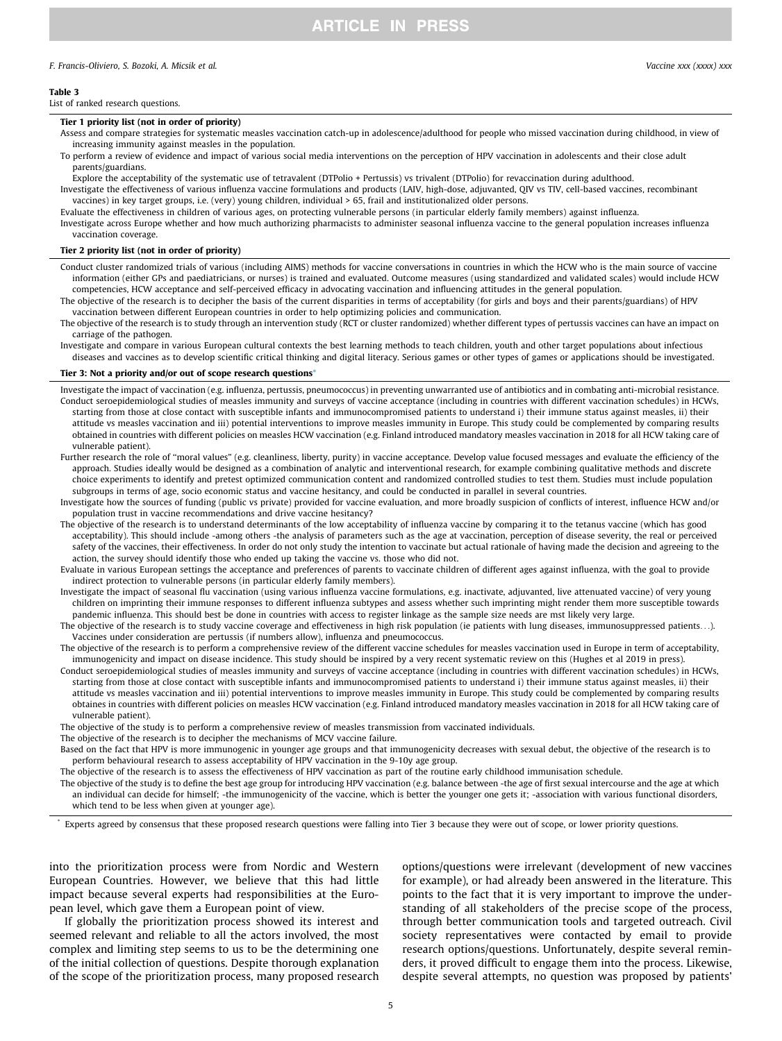**Table 3**
List of ranked research questions.

| |
|---|
| **Tier 1 priority list (not in order of priority)** |
| Assess and compare strategies for systematic measles vaccination catch-up in adolescence/adulthood for people who missed vaccination during childhood, in view of increasing immunity against measles in the population. |
| To perform a review of evidence and impact of various social media interventions on the perception of HPV vaccination in adolescents and their close adult parents/guardians. |
| Explore the acceptability of the systematic use of tetravalent (DTPolio + Pertussis) vs trivalent (DTPolio) for revaccination during adulthood. |
| Investigate the effectiveness of various influenza vaccine formulations and products (LAIV, high-dose, adjuvanted, QIV vs TIV, cell-based vaccines, recombinant vaccines) in key target groups, i.e. (very) young children, individual > 65, frail and institutionalized older persons. |
| Evaluate the effectiveness in children of various ages, on protecting vulnerable persons (in particular elderly family members) against influenza. |
| Investigate across Europe whether and how much authorizing pharmacists to administer seasonal influenza vaccine to the general population increases influenza vaccination coverage. |
| **Tier 2 priority list (not in order of priority)** |
| Conduct cluster randomized trials of various (including AIMS) methods for vaccine conversations in countries in which the HCW who is the main source of vaccine information (either GPs and paediatricians, or nurses) is trained and evaluated. Outcome measures (using standardized and validated scales) would include HCW competencies, HCW acceptance and self-perceived efficacy in advocating vaccination and influencing attitudes in the general population. |
| The objective of the research is to decipher the basis of the current disparities in terms of acceptability (for girls and boys and their parents/guardians) of HPV vaccination between different European countries in order to help optimizing policies and communication. |
| The objective of the research is to study through an intervention study (RCT or cluster randomized) whether different types of pertussis vaccines can have an impact on carriage of the pathogen. |
| Investigate and compare in various European cultural contexts the best learning methods to teach children, youth and other target populations about infectious diseases and vaccines as to develop scientific critical thinking and digital literacy. Serious games or other types of games or applications should be investigated. |
| **Tier 3: Not a priority and/or out of scope research questions*** |
| Investigate the impact of vaccination (e.g. influenza, pertussis, pneumococcus) in preventing unwarranted use of antibiotics and in combating anti-microbial resistance. |
| Conduct seroepidemiological studies of measles immunity and surveys of vaccine acceptance (including in countries with different vaccination schedules) in HCWs, starting from those at close contact with susceptible infants and immunocompromised patients to understand i) their immune status against measles, ii) their attitude vs measles vaccination and iii) potential interventions to improve measles immunity in Europe. This study could be complemented by comparing results obtained in countries with different policies on measles HCW vaccination (e.g. Finland introduced mandatory measles vaccination in 2018 for all HCW taking care of vulnerable patient). |
| Further research the role of "moral values" (e.g. cleanliness, liberty, purity) in vaccine acceptance. Develop value focused messages and evaluate the efficiency of the approach. Studies ideally would be designed as a combination of analytic and interventional research, for example combining qualitative methods and discrete choice experiments to identify and pretest optimized communication content and randomized controlled studies to test them. Studies must include population subgroups in terms of age, socio economic status and vaccine hesitancy, and could be conducted in parallel in several countries. |
| Investigate how the sources of funding (public vs private) provided for vaccine evaluation, and more broadly suspicion of conflicts of interest, influence HCW and/or population trust in vaccine recommendations and drive vaccine hesitancy? |
| The objective of the research is to understand determinants of the low acceptability of influenza vaccine by comparing it to the tetanus vaccine (which has good acceptability). This should include -among others -the analysis of parameters such as the age at vaccination, perception of disease severity, the real or perceived safety of the vaccines, their effectiveness. In order do not only study the intention to vaccinate but actual rationale of having made the decision and agreeing to the action, the survey should identify those who ended up taking the vaccine vs. those who did not. |
| Evaluate in various European settings the acceptance and preferences of parents to vaccinate children of different ages against influenza, with the goal to provide indirect protection to vulnerable persons (in particular elderly family members). |
| Investigate the impact of seasonal flu vaccination (using various influenza vaccine formulations, e.g. inactivate, adjuvanted, live attenuated vaccine) of very young children on imprinting their immune responses to different influenza subtypes and assess whether such imprinting might render them more susceptible towards pandemic influenza. This should best be done in countries with access to register linkage as the sample size needs are mst likely very large. |
| The objective of the research is to study vaccine coverage and effectiveness in high risk population (ie patients with lung diseases, immunosuppressed patients…). Vaccines under consideration are pertussis (if numbers allow), influenza and pneumococcus. |
| The objective of the research is to perform a comprehensive review of the different vaccine schedules for measles vaccination used in Europe in term of acceptability, immunogenicity and impact on disease incidence. This study should be inspired by a very recent systematic review on this (Hughes et al 2019 in press). |
| Conduct seroepidemiological studies of measles immunity and surveys of vaccine acceptance (including in countries with different vaccination schedules) in HCWs, starting from those at close contact with susceptible infants and immunocompromised patients to understand i) their immune status against measles, ii) their attitude vs measles vaccination and iii) potential interventions to improve measles immunity in Europe. This study could be complemented by comparing results obtaines in countries with different policies on measles HCW vaccination (e.g. Finland introduced mandatory measles vaccination in 2018 for all HCW taking care of vulnerable patient). |
| The objective of the study is to perform a comprehensive review of measles transmission from vaccinated individuals. |
| The objective of the research is to decipher the mechanisms of MCV vaccine failure. |
| Based on the fact that HPV is more immunogenic in younger age groups and that immunogenicity decreases with sexual debut, the objective of the research is to perform behavioural research to assess acceptability of HPV vaccination in the 9-10y age group. |
| The objective of the research is to assess the effectiveness of HPV vaccination as part of the routine early childhood immunisation schedule. |
| The objective of the study is to define the best age group for introducing HPV vaccination (e.g. balance between -the age of first sexual intercourse and the age at which an individual can decide for himself; -the immunogenicity of the vaccine, which is better the younger one gets it; -association with various functional disorders, which tend to be less when given at younger age). |

\* Experts agreed by consensus that these proposed research questions were falling into Tier 3 because they were out of scope, or lower priority questions.

into the prioritization process were from Nordic and Western European Countries. However, we believe that this had little impact because several experts had responsibilities at the European level, which gave them a European point of view.

If globally the prioritization process showed its interest and seemed relevant and reliable to all the actors involved, the most complex and limiting step seems to us to be the determining one of the initial collection of questions. Despite thorough explanation of the scope of the prioritization process, many proposed research options/questions were irrelevant (development of new vaccines for example), or had already been answered in the literature. This points to the fact that it is very important to improve the understanding of all stakeholders of the precise scope of the process, through better communication tools and targeted outreach. Civil society representatives were contacted by email to provide research options/questions. Unfortunately, despite several reminders, it proved difficult to engage them into the process. Likewise, despite several attempts, no question was proposed by patients'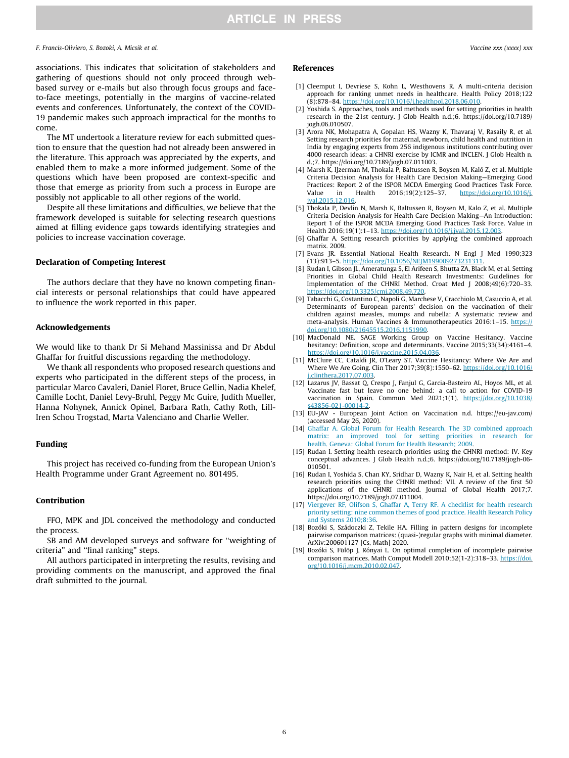associations. This indicates that solicitation of stakeholders and gathering of questions should not only proceed through web-based survey or e-mails but also through focus groups and face-to-face meetings, potentially in the margins of vaccine-related events and conferences. Unfortunately, the context of the COVID-19 pandemic makes such approach impractical for the months to come.

The MT undertook a literature review for each submitted question to ensure that the question had not already been answered in the literature. This approach was appreciated by the experts, and enabled them to make a more informed judgement. Some of the questions which have been proposed are context-specific and those that emerge as priority from such a process in Europe are possibly not applicable to all other regions of the world.

Despite all these limitations and difficulties, we believe that the framework developed is suitable for selecting research questions aimed at filling evidence gaps towards identifying strategies and policies to increase vaccination coverage.

## Declaration of Competing Interest

The authors declare that they have no known competing financial interests or personal relationships that could have appeared to influence the work reported in this paper.

## Acknowledgements

We would like to thank Dr Si Mehand Massinissa and Dr Abdul Ghaffar for fruitful discussions regarding the methodology.

We thank all respondents who proposed research questions and experts who participated in the different steps of the process, in particular Marco Cavaleri, Daniel Floret, Bruce Gellin, Nadia Khelef, Camille Locht, Daniel Levy-Bruhl, Peggy Mc Guire, Judith Mueller, Hanna Nohynek, Annick Opinel, Barbara Rath, Cathy Roth, Lill-Iren Schou Trogstad, Marta Valenciano and Charlie Weller.

## Funding

This project has received co-funding from the European Union's Health Programme under Grant Agreement no. 801495.

## Contribution

FFO, MPK and JDL conceived the methodology and conducted the process.

SB and AM developed surveys and software for "weighting of criteria" and "final ranking" steps.

All authors participated in interpreting the results, revising and providing comments on the manuscript, and approved the final draft submitted to the journal.

## References

[1] Cleemput I, Devriese S, Kohn L, Westhovens R. A multi-criteria decision approach for ranking unmet needs in healthcare. Health Policy 2018;122 (8):878–84. https://doi.org/10.1016/j.healthpol.2018.06.010.

[2] Yoshida S. Approaches, tools and methods used for setting priorities in health research in the 21st century. J Glob Health n.d.;6. https://doi.org/10.7189/jogh.06.010507.

[3] Arora NK, Mohapatra A, Gopalan HS, Wazny K, Thavaraj V, Rasaily R, et al. Setting research priorities for maternal, newborn, child health and nutrition in India by engaging experts from 256 indigenous institutions contributing over 4000 research ideas: a CHNRI exercise by ICMR and INCLEN. J Glob Health n.d.;7. https://doi.org/10.7189/jogh.07.011003.

[4] Marsh K, IJzerman M, Thokala P, Baltussen R, Boysen M, Kaló Z, et al. Multiple Criteria Decision Analysis for Health Care Decision Making—Emerging Good Practices: Report 2 of the ISPOR MCDA Emerging Good Practices Task Force. Value in Health 2016;19(2):125–37. https://doi.org/10.1016/j.jval.2015.12.016.

[5] Thokala P, Devlin N, Marsh K, Baltussen R, Boysen M, Kalo Z, et al. Multiple Criteria Decision Analysis for Health Care Decision Making—An Introduction: Report 1 of the ISPOR MCDA Emerging Good Practices Task Force. Value in Health 2016;19(1):1–13. https://doi.org/10.1016/j.jval.2015.12.003.

[6] Ghaffar A. Setting research priorities by applying the combined approach matrix. 2009.

[7] Evans JR. Essential National Health Research. N Engl J Med 1990;323 (13):913–5. https://doi.org/10.1056/NEJM199009273231311.

[8] Rudan I, Gibson JL, Ameratunga S, El Arifeen S, Bhutta ZA, Black M, et al. Setting Priorities in Global Child Health Research Investments: Guidelines for Implementation of the CHNRI Method. Croat Med J 2008;49(6):720–33. https://doi.org/10.3325/cmj.2008.49.720.

[9] Tabacchi G, Costantino C, Napoli G, Marchese V, Cracchiolo M, Casuccio A, et al. Determinants of European parents' decision on the vaccination of their children against measles, mumps and rubella: A systematic review and meta-analysis. Human Vaccines & Immunotherapeutics 2016:1–15. https://doi.org/10.1080/21645515.2016.1151990.

[10] MacDonald NE. SAGE Working Group on Vaccine Hesitancy. Vaccine hesitancy: Definition, scope and determinants. Vaccine 2015;33(34):4161–4. https://doi.org/10.1016/j.vaccine.2015.04.036.

[11] McClure CC, Cataldi JR, O'Leary ST. Vaccine Hesitancy: Where We Are and Where We Are Going. Clin Ther 2017;39(8):1550–62. https://doi.org/10.1016/j.clinthera.2017.07.003.

[12] Lazarus JV, Bassat Q, Crespo J, Fanjul G, Garcia-Basteiro AL, Hoyos ML, et al. Vaccinate fast but leave no one behind: a call to action for COVID-19 vaccination in Spain. Commun Med 2021;1(1). https://doi.org/10.1038/s43856-021-00014-2.

[13] EU-JAV - European Joint Action on Vaccination n.d. https://eu-jav.com/ (accessed May 26, 2020).

[14] Ghaffar A. Global Forum for Health Research. The 3D combined approach matrix: an improved tool for setting priorities in research for health. Geneva: Global Forum for Health Research; 2009.

[15] Rudan I. Setting health research priorities using the CHNRI method: IV. Key conceptual advances. J Glob Health n.d.;6. https://doi.org/10.7189/jogh-06-010501.

[16] Rudan I, Yoshida S, Chan KY, Sridhar D, Wazny K, Nair H, et al. Setting health research priorities using the CHNRI method: VII. A review of the first 50 applications of the CHNRI method. Journal of Global Health 2017;7. https://doi.org/10.7189/jogh.07.011004.

[17] Viergever RF, Olifson S, Ghaffar A, Terry RF. A checklist for health research priority setting: nine common themes of good practice. Health Research Policy and Systems 2010;8:36.

[18] Bozóki S, Szádoczki Z, Tekile HA. Filling in pattern designs for incomplete pairwise comparison matrices: (quasi-)regular graphs with minimal diameter. ArXiv:200601127 [Cs, Math] 2020.

[19] Bozóki S, Fülöp J, Rónyai L. On optimal completion of incomplete pairwise comparison matrices. Math Comput Modell 2010;52(1-2):318–33. https://doi.org/10.1016/j.mcm.2010.02.047.